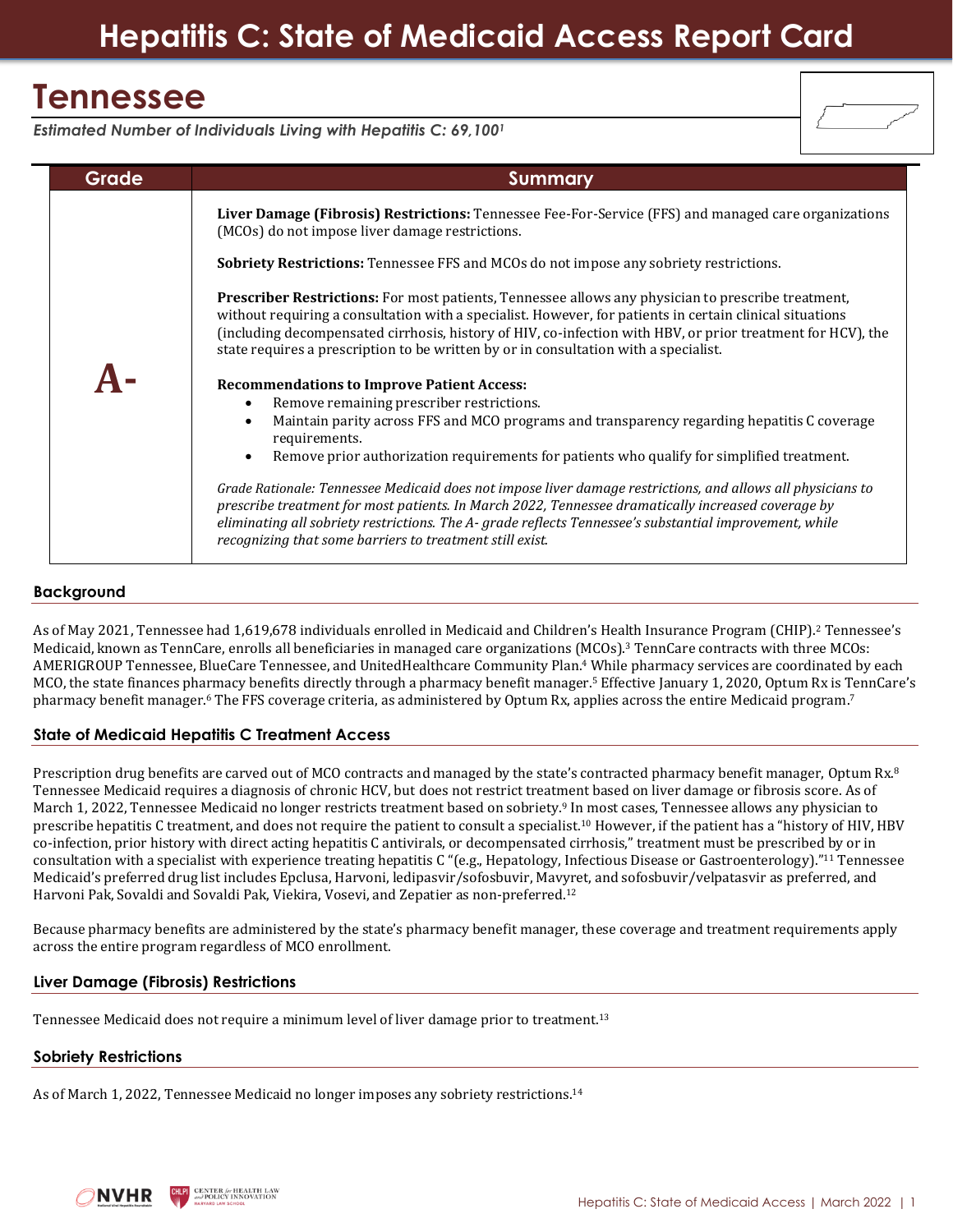# Hepatitis C: State of Medicaid Access Report Card

## Tennessee

*Estimated Number of Individuals Living with Hepatitis C: 69,100[1]*

| Grade | Summary |
|---|---|
| **A-** | **Liver Damage (Fibrosis) Restrictions:** Tennessee Fee-For-Service (FFS) and managed care organizations (MCOs) do not impose liver damage restrictions.<br><br>**Sobriety Restrictions:** Tennessee FFS and MCOs do not impose any sobriety restrictions.<br><br>**Prescriber Restrictions:** For most patients, Tennessee allows any physician to prescribe treatment, without requiring a consultation with a specialist. However, for patients in certain clinical situations (including decompensated cirrhosis, history of HIV, co-infection with HBV, or prior treatment for HCV), the state requires a prescription to be written by or in consultation with a specialist.<br><br>**Recommendations to Improve Patient Access:**<br>• Remove remaining prescriber restrictions.<br>• Maintain parity across FFS and MCO programs and transparency regarding hepatitis C coverage requirements.<br>• Remove prior authorization requirements for patients who qualify for simplified treatment.<br><br>*Grade Rationale: Tennessee Medicaid does not impose liver damage restrictions, and allows all physicians to prescribe treatment for most patients. In March 2022, Tennessee dramatically increased coverage by eliminating all sobriety restrictions. The A- grade reflects Tennessee's substantial improvement, while recognizing that some barriers to treatment still exist.* |

### Background

As of May 2021, Tennessee had 1,619,678 individuals enrolled in Medicaid and Children's Health Insurance Program (CHIP).[2] Tennessee's Medicaid, known as TennCare, enrolls all beneficiaries in managed care organizations (MCOs).[3] TennCare contracts with three MCOs: AMERIGROUP Tennessee, BlueCare Tennessee, and UnitedHealthcare Community Plan.[4] While pharmacy services are coordinated by each MCO, the state finances pharmacy benefits directly through a pharmacy benefit manager.[5] Effective January 1, 2020, Optum Rx is TennCare's pharmacy benefit manager.[6] The FFS coverage criteria, as administered by Optum Rx, applies across the entire Medicaid program.[7]

### State of Medicaid Hepatitis C Treatment Access

Prescription drug benefits are carved out of MCO contracts and managed by the state's contracted pharmacy benefit manager, Optum Rx.[8] Tennessee Medicaid requires a diagnosis of chronic HCV, but does not restrict treatment based on liver damage or fibrosis score. As of March 1, 2022, Tennessee Medicaid no longer restricts treatment based on sobriety.[9] In most cases, Tennessee allows any physician to prescribe hepatitis C treatment, and does not require the patient to consult a specialist.[10] However, if the patient has a "history of HIV, HBV co-infection, prior history with direct acting hepatitis C antivirals, or decompensated cirrhosis," treatment must be prescribed by or in consultation with a specialist with experience treating hepatitis C "(e.g., Hepatology, Infectious Disease or Gastroenterology)."[11] Tennessee Medicaid's preferred drug list includes Epclusa, Harvoni, ledipasvir/sofosbuvir, Mavyret, and sofosbuvir/velpatasvir as preferred, and Harvoni Pak, Sovaldi and Sovaldi Pak, Viekira, Vosevi, and Zepatier as non-preferred.[12]

Because pharmacy benefits are administered by the state's pharmacy benefit manager, these coverage and treatment requirements apply across the entire program regardless of MCO enrollment.

### Liver Damage (Fibrosis) Restrictions

Tennessee Medicaid does not require a minimum level of liver damage prior to treatment.[13]

### Sobriety Restrictions

As of March 1, 2022, Tennessee Medicaid no longer imposes any sobriety restrictions.[14]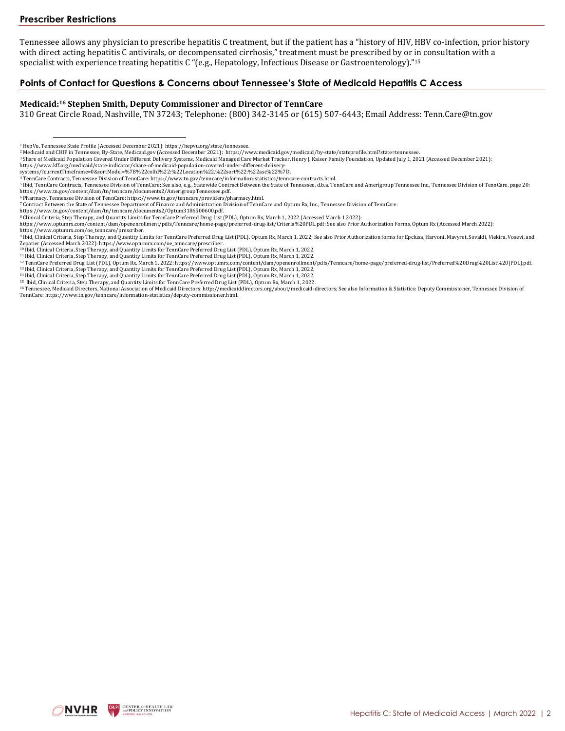## Prescriber Restrictions

Tennessee allows any physician to prescribe hepatitis C treatment, but if the patient has a "history of HIV, HBV co-infection, prior history with direct acting hepatitis C antivirals, or decompensated cirrhosis," treatment must be prescribed by or in consultation with a specialist with experience treating hepatitis C "(e.g., Hepatology, Infectious Disease or Gastroenterology)."[15]

## Points of Contact for Questions & Concerns about Tennessee's State of Medicaid Hepatitis C Access

**Medicaid:[16] Stephen Smith, Deputy Commissioner and Director of TennCare**

310 Great Circle Road, Nashville, TN 37243; Telephone: (800) 342-3145 or (615) 507-6443; Email Address: Tenn.Care@tn.gov

---

[1] HepVu, Tennessee State Profile (Accessed December 2021): https://hepvu.org/state/tennessee.

[2] Medicaid and CHIP in Tennessee, By-State, Medicaid.gov (Accessed December 2021): https://www.medicaid.gov/medicaid/by-state/stateprofile.html?state=tennessee.

[3] Share of Medicaid Population Covered Under Different Delivery Systems, Medicaid Managed Care Market Tracker, Henry J. Kaiser Family Foundation, Updated July 1, 2021 (Accessed December 2021): https://www.kff.org/medicaid/state-indicator/share-of-medicaid-population-covered-under-different-delivery-systems/?currentTimeframe=0&sortModel=%7B%22colId%22:%22Location%22,%22sort%22:%22asc%22%7D.

[4] TennCare Contracts, Tennessee Division of TennCare: https://www.tn.gov/tenncare/information-statistics/tenncare-contracts.html.

[5] Ibid, TennCare Contracts, Tennessee Division of TennCare; See also, e.g., Statewide Contract Between the State of Tennessee, d.b.a. TennCare and Amerigroup Tennessee Inc., Tennessee Division of TennCare, page 20: https://www.tn.gov/content/dam/tn/tenncare/documents2/AmerigroupTennessee.pdf.

[6] Pharmacy, Tennessee Division of TennCare: https://www.tn.gov/tenncare/providers/pharmacy.html.

[7] Contract Between the State of Tennessee Department of Finance and Administration Division of TennCare and Optum Rx, Inc., Tennessee Division of TennCare: https://www.tn.gov/content/dam/tn/tenncare/documents2/Optum3186500600.pdf.

[8] Clinical Criteria, Step Therapy, and Quantity Limits for TennCare Preferred Drug List (PDL), Optum Rx, March 1, 2022 (Accessed March 1 2022): https://www.optumrx.com/content/dam/openenrollment/pdfs/Tenncare/home-page/preferred-drug-list/Criteria%20PDL.pdf; See also Prior Authorization Forms, Optum Rx (Accessed March 2022): https://www.optumrx.com/oe_tenncare/prescriber.

[9] Ibid, Clinical Criteria, Step Therapy, and Quantity Limits for TennCare Preferred Drug List (PDL), Optum Rx, March 1, 2022; See also Prior Authorization forms for Epclusa, Harvoni, Mavyret, Sovaldi, Viekira, Vosevi, and Zepatier (Accessed March 2022): https://www.optumrx.com/oe_tenncare/prescriber.

[10] Ibid, Clinical Criteria, Step Therapy, and Quantity Limits for TennCare Preferred Drug List (PDL), Optum Rx, March 1, 2022.

[11] Ibid, Clinical Criteria, Step Therapy, and Quantity Limits for TennCare Preferred Drug List (PDL), Optum Rx, March 1, 2022.

[12] TennCare Preferred Drug List (PDL), Optum Rx, March 1, 2022: https://www.optumrx.com/content/dam/openenrollment/pdfs/Tenncare/home-page/preferred-drug-list/Preferred%20Drug%20List%20(PDL).pdf.

[13] Ibid, Clinical Criteria, Step Therapy, and Quantity Limits for TennCare Preferred Drug List (PDL), Optum Rx, March 1, 2022.

[14] Ibid, Clinical Criteria, Step Therapy, and Quantity Limits for TennCare Preferred Drug List (PDL), Optum Rx, March 1, 2022.

[15] Ibid, Clinical Criteria, Step Therapy, and Quantity Limits for TennCare Preferred Drug List (PDL), Optum Rx, March 1, 2022.

[16] Tennessee, Medicaid Directors, National Association of Medicaid Directors: http://medicaiddirectors.org/about/medicaid-directors; See also Information & Statistics: Deputy Commissioner, Tennessee Division of TennCare: https://www.tn.gov/tenncare/information-statistics/deputy-commissioner.html.